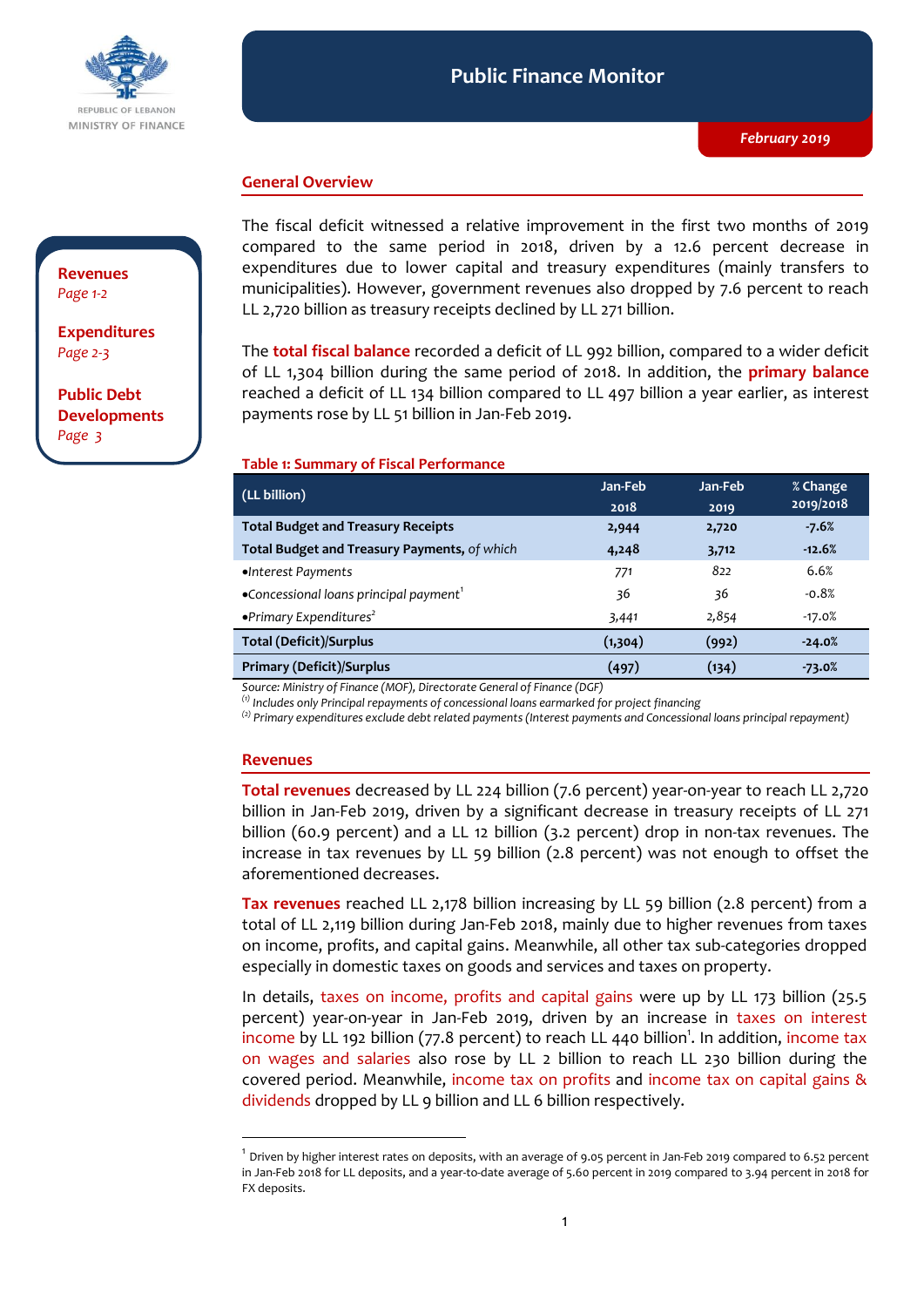REPUBLIC OF LEBANON
MINISTRY OF FINANCE

# Public Finance Monitor

*February 2019*

**Revenues**
*Page 1-2*

**Expenditures**
*Page 2-3*

**Public Debt Developments**
*Page 3*

## General Overview

The fiscal deficit witnessed a relative improvement in the first two months of 2019 compared to the same period in 2018, driven by a 12.6 percent decrease in expenditures due to lower capital and treasury expenditures (mainly transfers to municipalities). However, government revenues also dropped by 7.6 percent to reach LL 2,720 billion as treasury receipts declined by LL 271 billion.

The **total fiscal balance** recorded a deficit of LL 992 billion, compared to a wider deficit of LL 1,304 billion during the same period of 2018. In addition, the **primary balance** reached a deficit of LL 134 billion compared to LL 497 billion a year earlier, as interest payments rose by LL 51 billion in Jan-Feb 2019.

**Table 1: Summary of Fiscal Performance**

| (LL billion) | Jan-Feb 2018 | Jan-Feb 2019 | % Change 2019/2018 |
|---|---|---|---|
| **Total Budget and Treasury Receipts** | **2,944** | **2,720** | **-7.6%** |
| **Total Budget and Treasury Payments,** *of which* | **4,248** | **3,712** | **-12.6%** |
| •*Interest Payments* | 771 | 822 | 6.6% |
| •*Concessional loans principal payment*[1] | 36 | 36 | -0.8% |
| •*Primary Expenditures*[2] | 3,441 | 2,854 | -17.0% |
| **Total (Deficit)/Surplus** | **(1,304)** | **(992)** | **-24.0%** |
| **Primary (Deficit)/Surplus** | **(497)** | **(134)** | **-73.0%** |

*Source: Ministry of Finance (MOF), Directorate General of Finance (DGF)*
*(1) Includes only Principal repayments of concessional loans earmarked for project financing*
*(2) Primary expenditures exclude debt related payments (Interest payments and Concessional loans principal repayment)*

## Revenues

**Total revenues** decreased by LL 224 billion (7.6 percent) year-on-year to reach LL 2,720 billion in Jan-Feb 2019, driven by a significant decrease in treasury receipts of LL 271 billion (60.9 percent) and a LL 12 billion (3.2 percent) drop in non-tax revenues. The increase in tax revenues by LL 59 billion (2.8 percent) was not enough to offset the aforementioned decreases.

**Tax revenues** reached LL 2,178 billion increasing by LL 59 billion (2.8 percent) from a total of LL 2,119 billion during Jan-Feb 2018, mainly due to higher revenues from taxes on income, profits, and capital gains. Meanwhile, all other tax sub-categories dropped especially in domestic taxes on goods and services and taxes on property.

In details, taxes on income, profits and capital gains were up by LL 173 billion (25.5 percent) year-on-year in Jan-Feb 2019, driven by an increase in taxes on interest income by LL 192 billion (77.8 percent) to reach LL 440 billion[1]. In addition, income tax on wages and salaries also rose by LL 2 billion to reach LL 230 billion during the covered period. Meanwhile, income tax on profits and income tax on capital gains & dividends dropped by LL 9 billion and LL 6 billion respectively.

[1] Driven by higher interest rates on deposits, with an average of 9.05 percent in Jan-Feb 2019 compared to 6.52 percent in Jan-Feb 2018 for LL deposits, and a year-to-date average of 5.60 percent in 2019 compared to 3.94 percent in 2018 for FX deposits.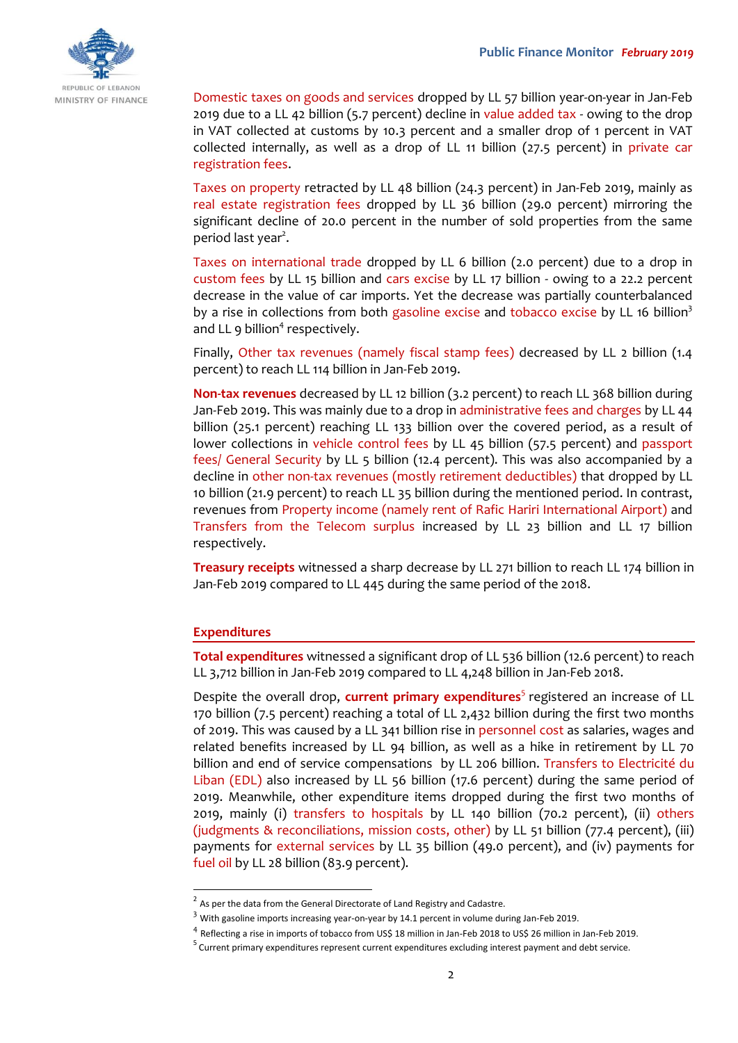Domestic taxes on goods and services dropped by LL 57 billion year-on-year in Jan-Feb 2019 due to a LL 42 billion (5.7 percent) decline in value added tax - owing to the drop in VAT collected at customs by 10.3 percent and a smaller drop of 1 percent in VAT collected internally, as well as a drop of LL 11 billion (27.5 percent) in private car registration fees.

Taxes on property retracted by LL 48 billion (24.3 percent) in Jan-Feb 2019, mainly as real estate registration fees dropped by LL 36 billion (29.0 percent) mirroring the significant decline of 20.0 percent in the number of sold properties from the same period last year[2].

Taxes on international trade dropped by LL 6 billion (2.0 percent) due to a drop in custom fees by LL 15 billion and cars excise by LL 17 billion - owing to a 22.2 percent decrease in the value of car imports. Yet the decrease was partially counterbalanced by a rise in collections from both gasoline excise and tobacco excise by LL 16 billion[3] and LL 9 billion[4] respectively.

Finally, Other tax revenues (namely fiscal stamp fees) decreased by LL 2 billion (1.4 percent) to reach LL 114 billion in Jan-Feb 2019.

**Non-tax revenues** decreased by LL 12 billion (3.2 percent) to reach LL 368 billion during Jan-Feb 2019. This was mainly due to a drop in administrative fees and charges by LL 44 billion (25.1 percent) reaching LL 133 billion over the covered period, as a result of lower collections in vehicle control fees by LL 45 billion (57.5 percent) and passport fees/ General Security by LL 5 billion (12.4 percent). This was also accompanied by a decline in other non-tax revenues (mostly retirement deductibles) that dropped by LL 10 billion (21.9 percent) to reach LL 35 billion during the mentioned period. In contrast, revenues from Property income (namely rent of Rafic Hariri International Airport) and Transfers from the Telecom surplus increased by LL 23 billion and LL 17 billion respectively.

**Treasury receipts** witnessed a sharp decrease by LL 271 billion to reach LL 174 billion in Jan-Feb 2019 compared to LL 445 during the same period of the 2018.

## Expenditures

**Total expenditures** witnessed a significant drop of LL 536 billion (12.6 percent) to reach LL 3,712 billion in Jan-Feb 2019 compared to LL 4,248 billion in Jan-Feb 2018.

Despite the overall drop, **current primary expenditures**[5] registered an increase of LL 170 billion (7.5 percent) reaching a total of LL 2,432 billion during the first two months of 2019. This was caused by a LL 341 billion rise in personnel cost as salaries, wages and related benefits increased by LL 94 billion, as well as a hike in retirement by LL 70 billion and end of service compensations by LL 206 billion. Transfers to Electricité du Liban (EDL) also increased by LL 56 billion (17.6 percent) during the same period of 2019. Meanwhile, other expenditure items dropped during the first two months of 2019, mainly (i) transfers to hospitals by LL 140 billion (70.2 percent), (ii) others (judgments & reconciliations, mission costs, other) by LL 51 billion (77.4 percent), (iii) payments for external services by LL 35 billion (49.0 percent), and (iv) payments for fuel oil by LL 28 billion (83.9 percent).

---

[2] As per the data from the General Directorate of Land Registry and Cadastre.

[3] With gasoline imports increasing year-on-year by 14.1 percent in volume during Jan-Feb 2019.

[4] Reflecting a rise in imports of tobacco from US$ 18 million in Jan-Feb 2018 to US$ 26 million in Jan-Feb 2019.

[5] Current primary expenditures represent current expenditures excluding interest payment and debt service.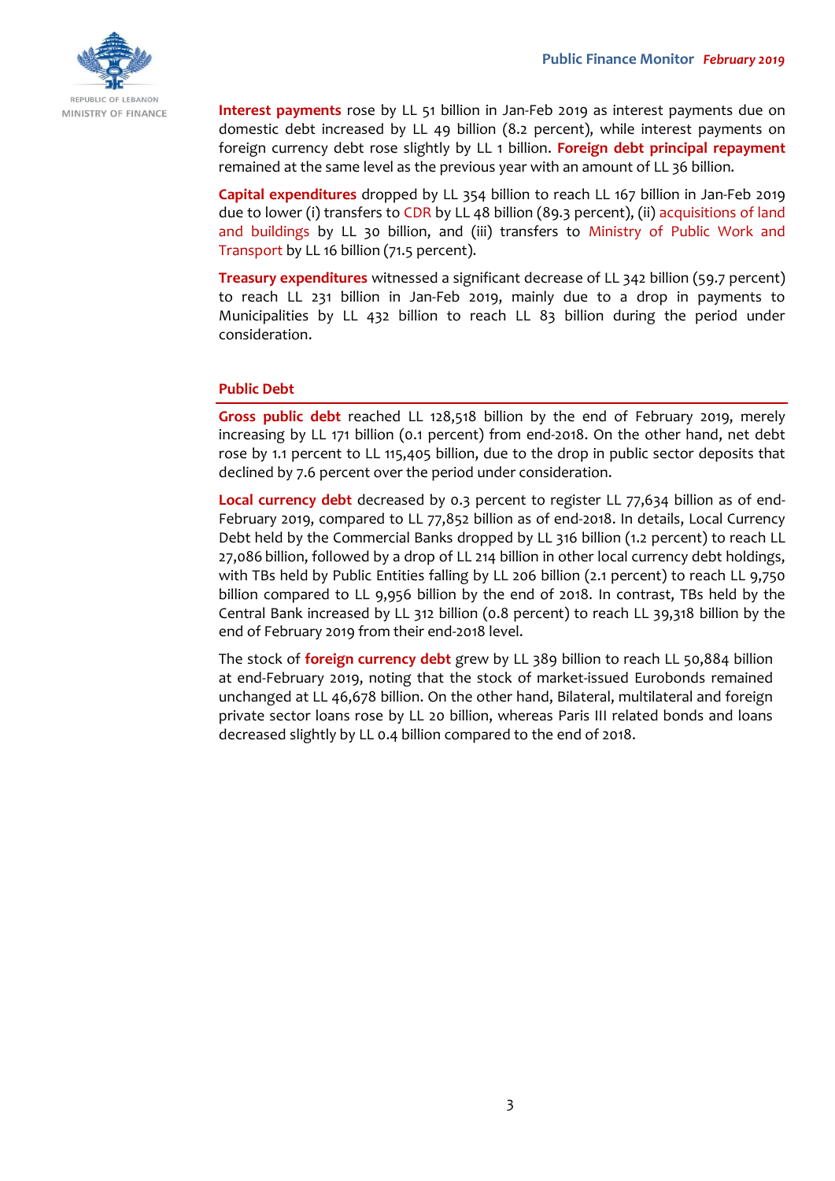**Interest payments** rose by LL 51 billion in Jan-Feb 2019 as interest payments due on domestic debt increased by LL 49 billion (8.2 percent), while interest payments on foreign currency debt rose slightly by LL 1 billion. **Foreign debt principal repayment** remained at the same level as the previous year with an amount of LL 36 billion.

**Capital expenditures** dropped by LL 354 billion to reach LL 167 billion in Jan-Feb 2019 due to lower (i) transfers to CDR by LL 48 billion (89.3 percent), (ii) acquisitions of land and buildings by LL 30 billion, and (iii) transfers to Ministry of Public Work and Transport by LL 16 billion (71.5 percent).

**Treasury expenditures** witnessed a significant decrease of LL 342 billion (59.7 percent) to reach LL 231 billion in Jan-Feb 2019, mainly due to a drop in payments to Municipalities by LL 432 billion to reach LL 83 billion during the period under consideration.

## Public Debt

**Gross public debt** reached LL 128,518 billion by the end of February 2019, merely increasing by LL 171 billion (0.1 percent) from end-2018. On the other hand, net debt rose by 1.1 percent to LL 115,405 billion, due to the drop in public sector deposits that declined by 7.6 percent over the period under consideration.

**Local currency debt** decreased by 0.3 percent to register LL 77,634 billion as of end-February 2019, compared to LL 77,852 billion as of end-2018. In details, Local Currency Debt held by the Commercial Banks dropped by LL 316 billion (1.2 percent) to reach LL 27,086 billion, followed by a drop of LL 214 billion in other local currency debt holdings, with TBs held by Public Entities falling by LL 206 billion (2.1 percent) to reach LL 9,750 billion compared to LL 9,956 billion by the end of 2018. In contrast, TBs held by the Central Bank increased by LL 312 billion (0.8 percent) to reach LL 39,318 billion by the end of February 2019 from their end-2018 level.

The stock of **foreign currency debt** grew by LL 389 billion to reach LL 50,884 billion at end-February 2019, noting that the stock of market-issued Eurobonds remained unchanged at LL 46,678 billion. On the other hand, Bilateral, multilateral and foreign private sector loans rose by LL 20 billion, whereas Paris III related bonds and loans decreased slightly by LL 0.4 billion compared to the end of 2018.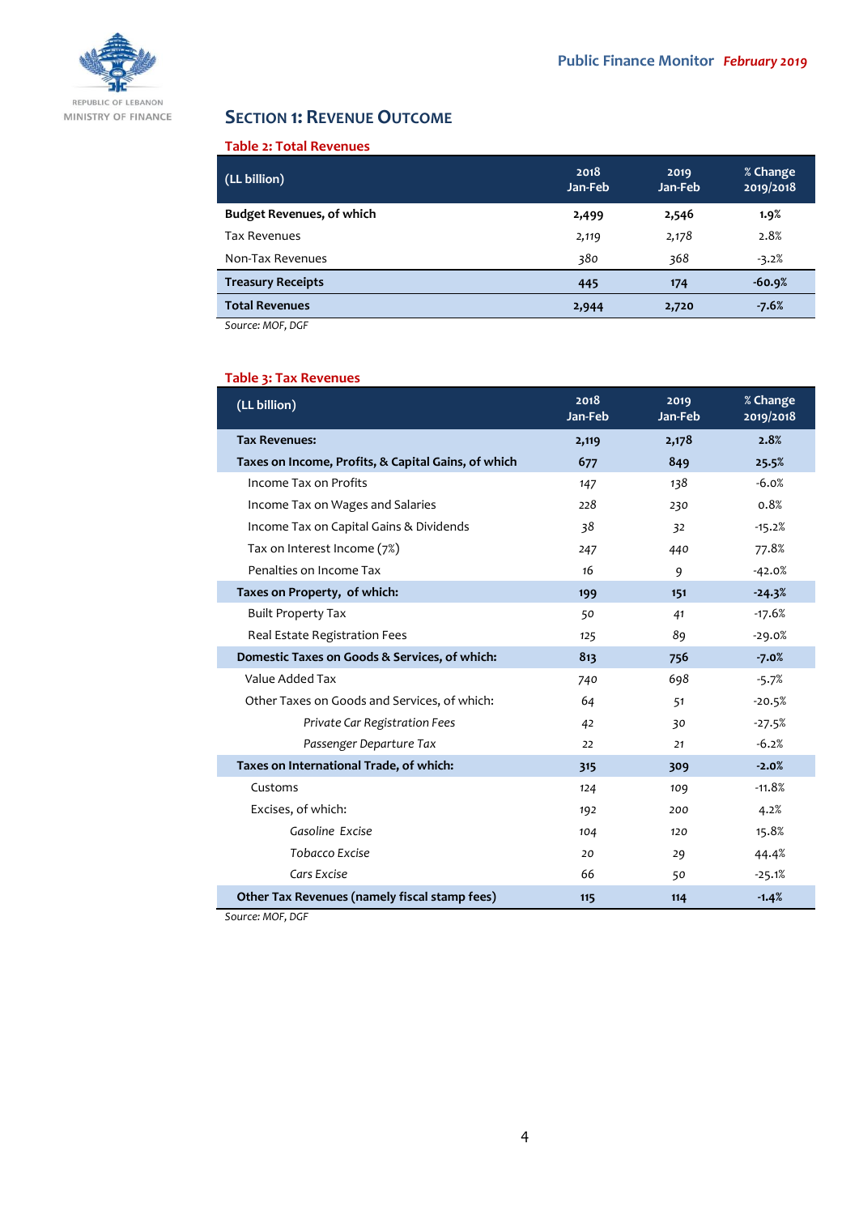## Section 1: Revenue Outcome

**Table 2: Total Revenues**

| (LL billion) | 2018 Jan-Feb | 2019 Jan-Feb | % Change 2019/2018 |
|---|---|---|---|
| **Budget Revenues, of which** | **2,499** | **2,546** | **1.9%** |
| Tax Revenues | 2,119 | 2,178 | 2.8% |
| Non-Tax Revenues | 380 | 368 | -3.2% |
| **Treasury Receipts** | **445** | **174** | **-60.9%** |
| **Total Revenues** | **2,944** | **2,720** | **-7.6%** |

*Source: MOF, DGF*

**Table 3: Tax Revenues**

| (LL billion) | 2018 Jan-Feb | 2019 Jan-Feb | % Change 2019/2018 |
|---|---|---|---|
| **Tax Revenues:** | **2,119** | **2,178** | **2.8%** |
| **Taxes on Income, Profits, & Capital Gains, of which** | **677** | **849** | **25.5%** |
| Income Tax on Profits | 147 | 138 | -6.0% |
| Income Tax on Wages and Salaries | 228 | 230 | 0.8% |
| Income Tax on Capital Gains & Dividends | 38 | 32 | -15.2% |
| Tax on Interest Income (7%) | 247 | 440 | 77.8% |
| Penalties on Income Tax | 16 | 9 | -42.0% |
| **Taxes on Property, of which:** | **199** | **151** | **-24.3%** |
| Built Property Tax | 50 | 41 | -17.6% |
| Real Estate Registration Fees | 125 | 89 | -29.0% |
| **Domestic Taxes on Goods & Services, of which:** | **813** | **756** | **-7.0%** |
| Value Added Tax | 740 | 698 | -5.7% |
| Other Taxes on Goods and Services, of which: | 64 | 51 | -20.5% |
| *Private Car Registration Fees* | 42 | 30 | -27.5% |
| *Passenger Departure Tax* | 22 | 21 | -6.2% |
| **Taxes on International Trade, of which:** | **315** | **309** | **-2.0%** |
| Customs | 124 | 109 | -11.8% |
| Excises, of which: | 192 | 200 | 4.2% |
| *Gasoline Excise* | 104 | 120 | 15.8% |
| *Tobacco Excise* | 20 | 29 | 44.4% |
| *Cars Excise* | 66 | 50 | -25.1% |
| **Other Tax Revenues (namely fiscal stamp fees)** | **115** | **114** | **-1.4%** |

*Source: MOF, DGF*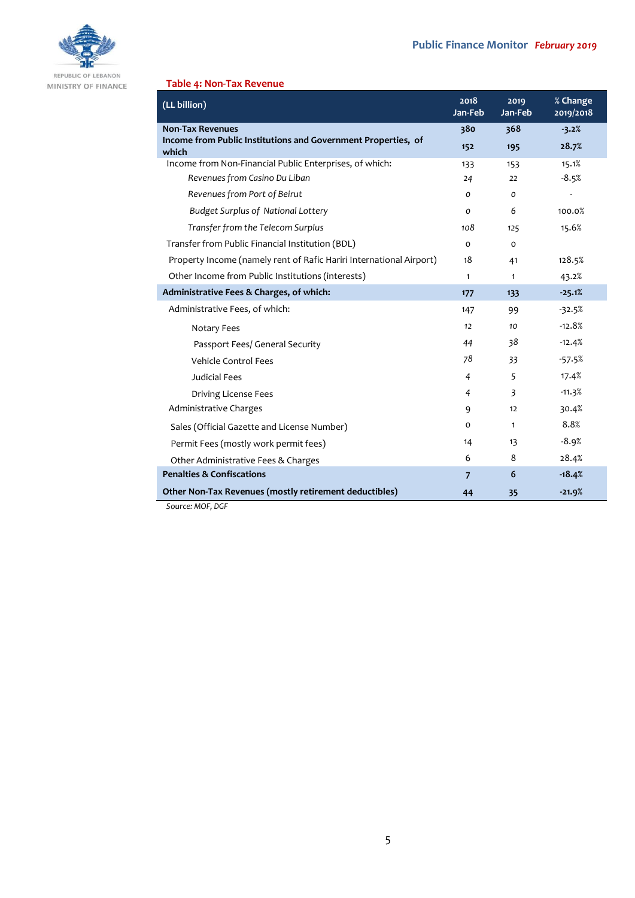**Table 4: Non-Tax Revenue**

| (LL billion) | 2018 Jan-Feb | 2019 Jan-Feb | % Change 2019/2018 |
|---|---|---|---|
| **Non-Tax Revenues** | **380** | **368** | **-3.2%** |
| **Income from Public Institutions and Government Properties, of which** | **152** | **195** | **28.7%** |
| Income from Non-Financial Public Enterprises, of which: | 133 | 153 | 15.1% |
| *Revenues from Casino Du Liban* | 24 | 22 | -8.5% |
| *Revenues from Port of Beirut* | 0 | 0 | - |
| *Budget Surplus of National Lottery* | 0 | 6 | 100.0% |
| *Transfer from the Telecom Surplus* | 108 | 125 | 15.6% |
| Transfer from Public Financial Institution (BDL) | 0 | 0 | |
| Property Income (namely rent of Rafic Hariri International Airport) | 18 | 41 | 128.5% |
| Other Income from Public Institutions (interests) | 1 | 1 | 43.2% |
| **Administrative Fees & Charges, of which:** | **177** | **133** | **-25.1%** |
| Administrative Fees, of which: | 147 | 99 | -32.5% |
| Notary Fees | 12 | 10 | -12.8% |
| Passport Fees/ General Security | 44 | 38 | -12.4% |
| Vehicle Control Fees | 78 | 33 | -57.5% |
| Judicial Fees | 4 | 5 | 17.4% |
| Driving License Fees | 4 | 3 | -11.3% |
| Administrative Charges | 9 | 12 | 30.4% |
| Sales (Official Gazette and License Number) | 0 | 1 | 8.8% |
| Permit Fees (mostly work permit fees) | 14 | 13 | -8.9% |
| Other Administrative Fees & Charges | 6 | 8 | 28.4% |
| **Penalties & Confiscations** | **7** | **6** | **-18.4%** |
| **Other Non-Tax Revenues (mostly retirement deductibles)** | **44** | **35** | **-21.9%** |

*Source: MOF, DGF*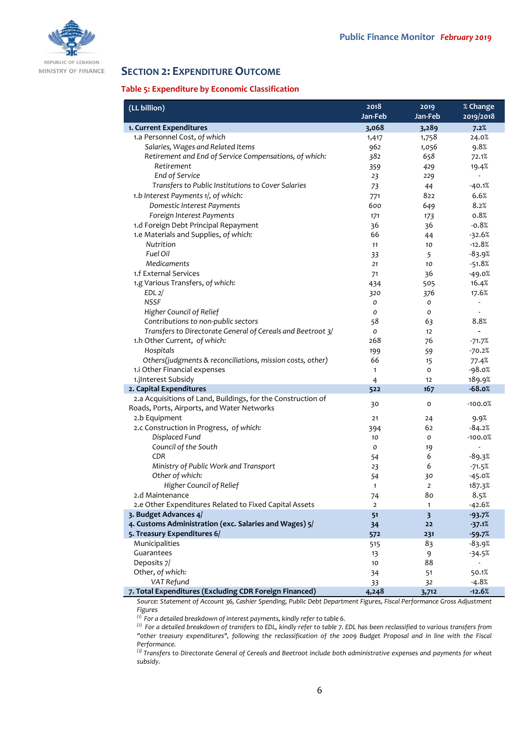## SECTION 2: EXPENDITURE OUTCOME

### Table 5: Expenditure by Economic Classification

| (LL billion) | 2018 Jan-Feb | 2019 Jan-Feb | % Change 2019/2018 |
|---|---|---|---|
| **1. Current Expenditures** | **3,068** | **3,289** | **7.2%** |
| 1.a Personnel Cost, *of which* | 1,417 | 1,758 | 24.0% |
| *Salaries, Wages and Related Items* | 962 | 1,056 | 9.8% |
| *Retirement and End of Service Compensations, of which:* | 382 | 658 | 72.1% |
| *Retirement* | 359 | 429 | 19.4% |
| *End of Service* | 23 | 229 | - |
| *Transfers to Public Institutions to Cover Salaries* | 73 | 44 | -40.1% |
| 1.b Interest Payments 1/, *of which:* | 771 | 822 | 6.6% |
| *Domestic Interest Payments* | 600 | 649 | 8.2% |
| *Foreign Interest Payments* | 171 | 173 | 0.8% |
| 1.d Foreign Debt Principal Repayment | 36 | 36 | -0.8% |
| 1.e Materials and Supplies, *of which:* | 66 | 44 | -32.6% |
| *Nutrition* | 11 | 10 | -12.8% |
| *Fuel Oil* | 33 | 5 | -83.9% |
| *Medicaments* | 21 | 10 | -51.8% |
| 1.f External Services | 71 | 36 | -49.0% |
| 1.g Various Transfers, *of which:* | 434 | 505 | 16.4% |
| *EDL 2/* | 320 | 376 | 17.6% |
| *NSSF* | 0 | 0 | - |
| *Higher Council of Relief* | 0 | 0 | - |
| *Contributions to non-public sectors* | 58 | 63 | 8.8% |
| *Transfers to Directorate General of Cereals and Beetroot 3/* | 0 | 12 | - |
| 1.h Other Current, *of which:* | 268 | 76 | -71.7% |
| *Hospitals* | 199 | 59 | -70.2% |
| *Others(judgments & reconciliations, mission costs, other)* | 66 | 15 | 77.4% |
| 1.i Other Financial expenses | 1 | 0 | -98.0% |
| 1.jInterest Subsidy | 4 | 12 | 189.9% |
| **2. Capital Expenditures** | **522** | **167** | **-68.0%** |
| 2.a Acquisitions of Land, Buildings, for the Construction of Roads, Ports, Airports, and Water Networks | 30 | 0 | -100.0% |
| 2.b Equipment | 21 | 24 | 9.9% |
| 2.c Construction in Progress, *of which:* | 394 | 62 | -84.2% |
| *Displaced Fund* | 10 | 0 | -100.0% |
| *Council of the South* | 0 | 19 | - |
| *CDR* | 54 | 6 | -89.3% |
| *Ministry of Public Work and Transport* | 23 | 6 | -71.5% |
| *Other of which:* | 54 | 30 | -45.0% |
| *Higher Council of Relief* | 1 | 2 | 187.3% |
| 2.d Maintenance | 74 | 80 | 8.5% |
| 2.e Other Expenditures Related to Fixed Capital Assets | 2 | 1 | -42.6% |
| **3. Budget Advances 4/** | **51** | **3** | **-93.7%** |
| **4. Customs Administration (exc. Salaries and Wages) 5/** | **34** | **22** | **-37.1%** |
| **5. Treasury Expenditures 6/** | **572** | **231** | **-59.7%** |
| Municipalities | 515 | 83 | -83.9% |
| Guarantees | 13 | 9 | -34.5% |
| Deposits 7/ | 10 | 88 | - |
| Other, *of which:* | 34 | 51 | 50.1% |
| *VAT Refund* | 33 | 32 | -4.8% |
| **7. Total Expenditures (Excluding CDR Foreign Financed)** | **4,248** | **3,712** | **-12.6%** |

*Source: Statement of Account 36, Cashier Spending, Public Debt Department Figures, Fiscal Performance Gross Adjustment Figures*

*(1) For a detailed breakdown of interest payments, kindly refer to table 6.*

*(2) For a detailed breakdown of transfers to EDL, kindly refer to table 7. EDL has been reclassified to various transfers from "other treasury expenditures", following the reclassification of the 2009 Budget Proposal and in line with the Fiscal Performance.*

*(3) Transfers to Directorate General of Cereals and Beetroot include both administrative expenses and payments for wheat subsidy.*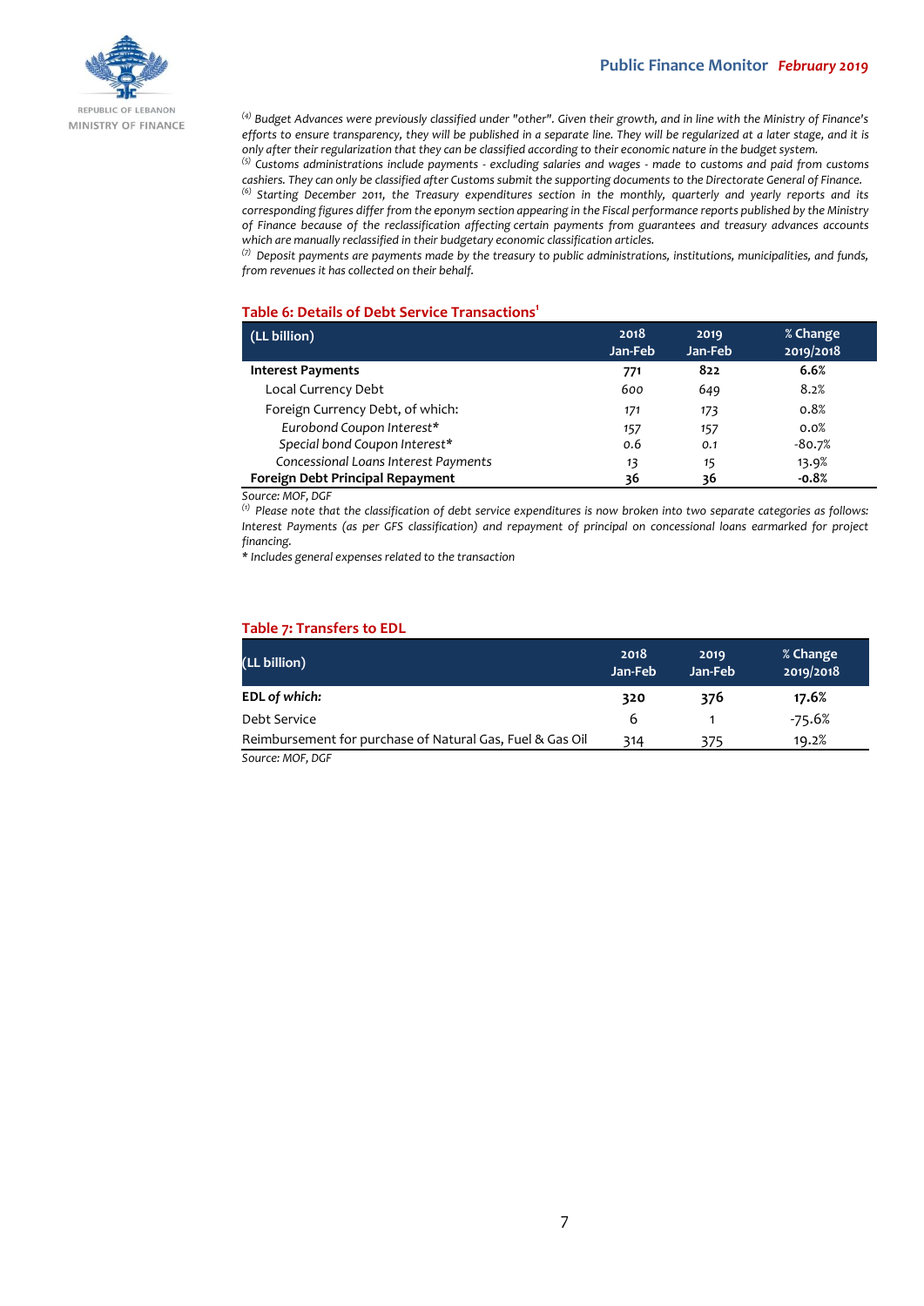[4] *Budget Advances were previously classified under "other". Given their growth, and in line with the Ministry of Finance's efforts to ensure transparency, they will be published in a separate line. They will be regularized at a later stage, and it is only after their regularization that they can be classified according to their economic nature in the budget system.*
[5] *Customs administrations include payments - excluding salaries and wages - made to customs and paid from customs cashiers. They can only be classified after Customs submit the supporting documents to the Directorate General of Finance.*
[6] *Starting December 2011, the Treasury expenditures section in the monthly, quarterly and yearly reports and its corresponding figures differ from the eponym section appearing in the Fiscal performance reports published by the Ministry of Finance because of the reclassification affecting certain payments from guarantees and treasury advances accounts which are manually reclassified in their budgetary economic classification articles.*
[7] *Deposit payments are payments made by the treasury to public administrations, institutions, municipalities, and funds, from revenues it has collected on their behalf.*

### Table 6: Details of Debt Service Transactions[1]

| (LL billion) | 2018 Jan-Feb | 2019 Jan-Feb | % Change 2019/2018 |
|---|---|---|---|
| **Interest Payments** | **771** | **822** | **6.6%** |
| Local Currency Debt | 600 | 649 | 8.2% |
| Foreign Currency Debt, of which: | 171 | 173 | 0.8% |
| *Eurobond Coupon Interest** | 157 | 157 | 0.0% |
| *Special bond Coupon Interest** | 0.6 | 0.1 | -80.7% |
| *Concessional Loans Interest Payments* | 13 | 15 | 13.9% |
| **Foreign Debt Principal Repayment** | **36** | **36** | **-0.8%** |

*Source: MOF, DGF*

[1] *Please note that the classification of debt service expenditures is now broken into two separate categories as follows: Interest Payments (as per GFS classification) and repayment of principal on concessional loans earmarked for project financing.*

*\* Includes general expenses related to the transaction*

### Table 7: Transfers to EDL

| (LL billion) | 2018 Jan-Feb | 2019 Jan-Feb | % Change 2019/2018 |
|---|---|---|---|
| **EDL *of which:*** | **320** | **376** | **17.6%** |
| Debt Service | 6 | 1 | -75.6% |
| Reimbursement for purchase of Natural Gas, Fuel & Gas Oil | 314 | 375 | 19.2% |

*Source: MOF, DGF*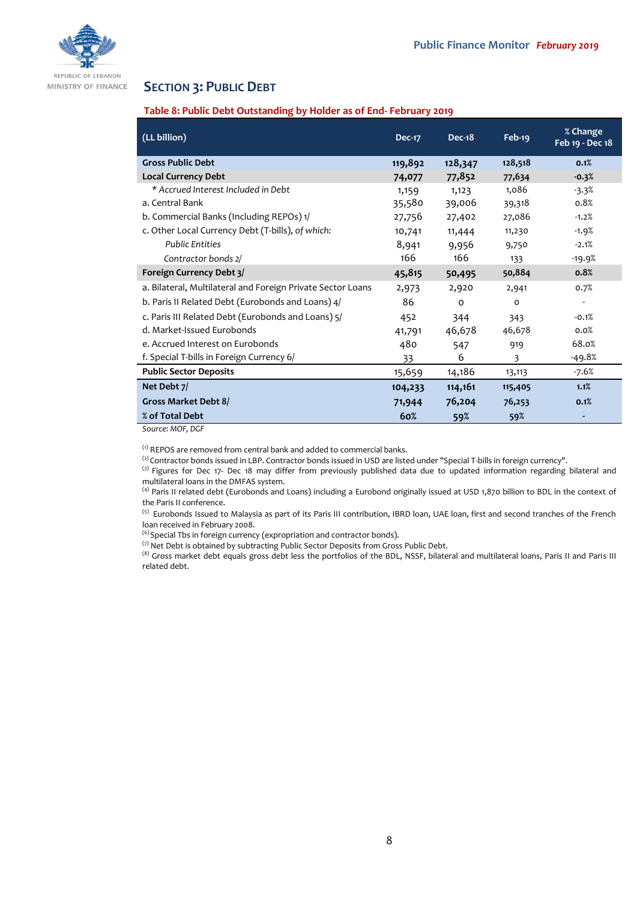## Section 3: Public Debt

**Table 8: Public Debt Outstanding by Holder as of End- February 2019**

| (LL billion) | Dec-17 | Dec-18 | Feb-19 | % Change Feb 19 - Dec 18 |
|---|---|---|---|---|
| **Gross Public Debt** | **119,892** | **128,347** | **128,518** | **0.1%** |
| **Local Currency Debt** | **74,077** | **77,852** | **77,634** | **-0.3%** |
| * *Accrued Interest Included in Debt* | 1,159 | 1,123 | 1,086 | -3.3% |
| a. Central Bank | 35,580 | 39,006 | 39,318 | 0.8% |
| b. Commercial Banks (Including REPOs) 1/ | 27,756 | 27,402 | 27,086 | -1.2% |
| c. Other Local Currency Debt (T-bills), *of which:* | 10,741 | 11,444 | 11,230 | -1.9% |
| *Public Entities* | 8,941 | 9,956 | 9,750 | -2.1% |
| *Contractor bonds 2/* | 166 | 166 | 133 | -19.9% |
| **Foreign Currency Debt 3/** | **45,815** | **50,495** | **50,884** | **0.8%** |
| a. Bilateral, Multilateral and Foreign Private Sector Loans | 2,973 | 2,920 | 2,941 | 0.7% |
| b. Paris II Related Debt (Eurobonds and Loans) 4/ | 86 | 0 | 0 | - |
| c. Paris III Related Debt (Eurobonds and Loans) 5/ | 452 | 344 | 343 | -0.1% |
| d. Market-Issued Eurobonds | 41,791 | 46,678 | 46,678 | 0.0% |
| e. Accrued Interest on Eurobonds | 480 | 547 | 919 | 68.0% |
| f. Special T-bills in Foreign Currency 6/ | 33 | 6 | 3 | -49.8% |
| **Public Sector Deposits** | 15,659 | 14,186 | 13,113 | -7.6% |
| **Net Debt 7/** | **104,233** | **114,161** | **115,405** | **1.1%** |
| **Gross Market Debt 8/** | **71,944** | **76,204** | **76,253** | **0.1%** |
| **% of Total Debt** | **60%** | **59%** | **59%** | **-** |

*Source: MOF, DGF*

(1) REPOS are removed from central bank and added to commercial banks.
(2) Contractor bonds issued in LBP. Contractor bonds issued in USD are listed under "Special T-bills in foreign currency".
(3) Figures for Dec 17- Dec 18 may differ from previously published data due to updated information regarding bilateral and multilateral loans in the DMFAS system.
(4) Paris II related debt (Eurobonds and Loans) including a Eurobond originally issued at USD 1,870 billion to BDL in the context of the Paris II conference.
(5) Eurobonds Issued to Malaysia as part of its Paris III contribution, IBRD loan, UAE loan, first and second tranches of the French loan received in February 2008.
(6) Special Tbs in foreign currency (expropriation and contractor bonds).
(7) Net Debt is obtained by subtracting Public Sector Deposits from Gross Public Debt.
(8) Gross market debt equals gross debt less the portfolios of the BDL, NSSF, bilateral and multilateral loans, Paris II and Paris III related debt.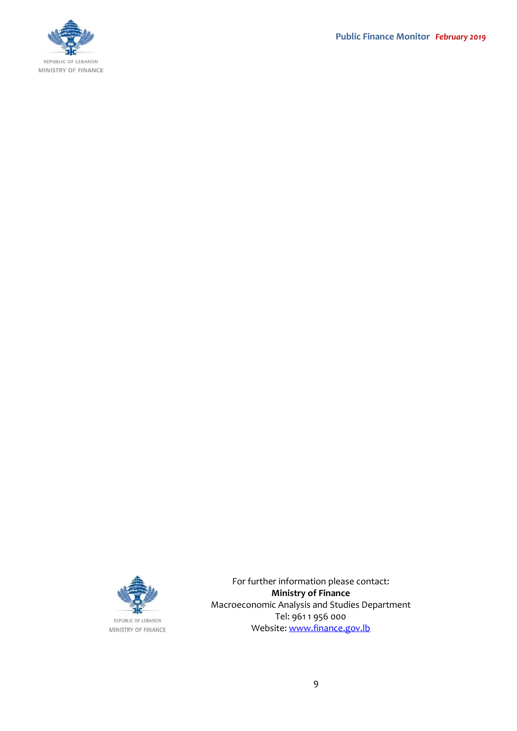REPUBLIC OF LEBANON
MINISTRY OF FINANCE

For further information please contact:
**Ministry of Finance**
Macroeconomic Analysis and Studies Department
Tel: 961 1 956 000
Website: [www.finance.gov.lb](http://www.finance.gov.lb)